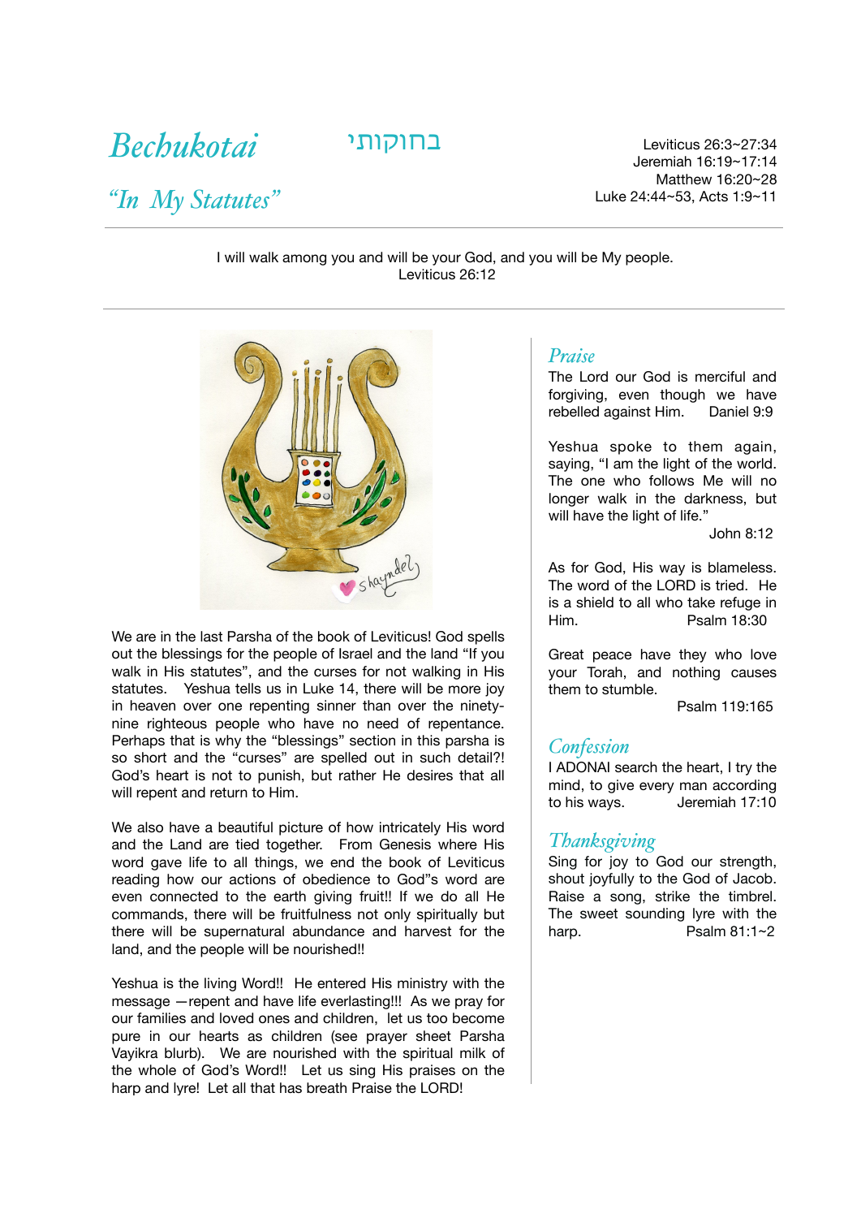# Bechukotai

בחוקותי

## "In My Statutes"

Leviticus 26:3~27:34
Jeremiah 16:19~17:14
Matthew 16:20~28
Luke 24:44~53, Acts 1:9~11

---

I will walk among you and will be your God, and you will be My people.
Leviticus 26:12

---

We are in the last Parsha of the book of Leviticus! God spells out the blessings for the people of Israel and the land "If you walk in His statutes", and the curses for not walking in His statutes. Yeshua tells us in Luke 14, there will be more joy in heaven over one repenting sinner than over the ninety-nine righteous people who have no need of repentance. Perhaps that is why the "blessings" section in this parsha is so short and the "curses" are spelled out in such detail?! God's heart is not to punish, but rather He desires that all will repent and return to Him.

We also have a beautiful picture of how intricately His word and the Land are tied together. From Genesis where His word gave life to all things, we end the book of Leviticus reading how our actions of obedience to God"s word are even connected to the earth giving fruit!! If we do all He commands, there will be fruitfulness not only spiritually but there will be supernatural abundance and harvest for the land, and the people will be nourished!!

Yeshua is the living Word!! He entered His ministry with the message —repent and have life everlasting!!! As we pray for our families and loved ones and children, let us too become pure in our hearts as children (see prayer sheet Parsha Vayikra blurb). We are nourished with the spiritual milk of the whole of God's Word!! Let us sing His praises on the harp and lyre! Let all that has breath Praise the LORD!

### Praise

The Lord our God is merciful and forgiving, even though we have rebelled against Him. Daniel 9:9

Yeshua spoke to them again, saying, "I am the light of the world. The one who follows Me will no longer walk in the darkness, but will have the light of life."
John 8:12

As for God, His way is blameless. The word of the LORD is tried. He is a shield to all who take refuge in Him. Psalm 18:30

Great peace have they who love your Torah, and nothing causes them to stumble.
Psalm 119:165

### Confession

I ADONAI search the heart, I try the mind, to give every man according to his ways. Jeremiah 17:10

### Thanksgiving

Sing for joy to God our strength, shout joyfully to the God of Jacob. Raise a song, strike the timbrel. The sweet sounding lyre with the harp. Psalm 81:1~2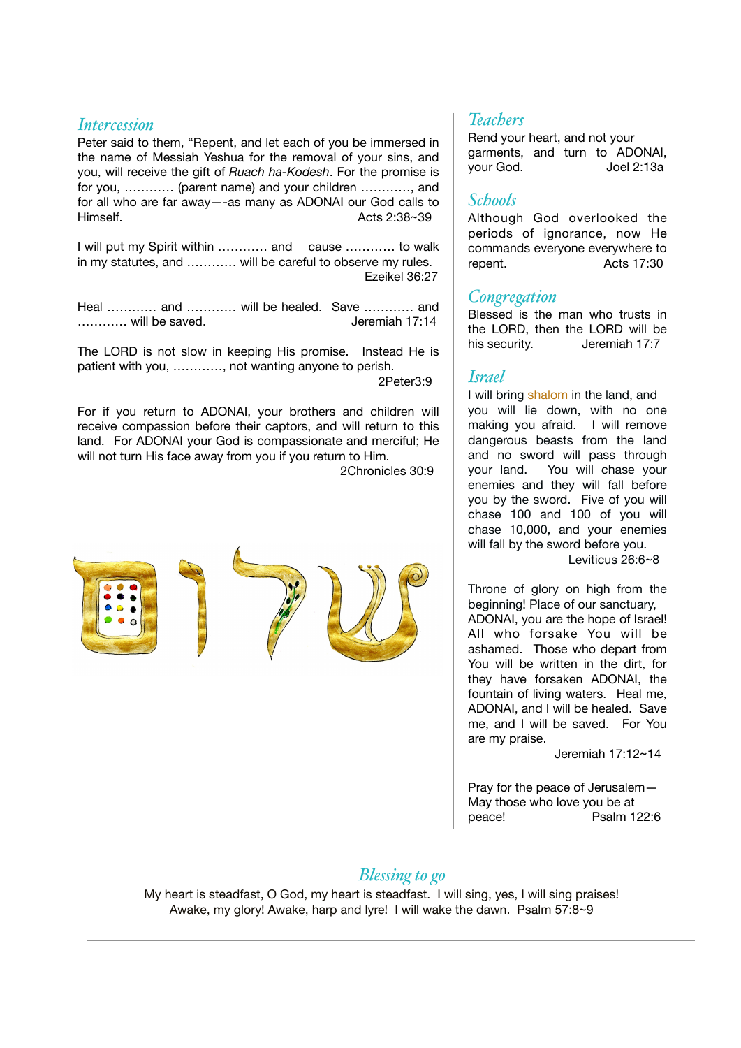## *Intercession*

Peter said to them, “Repent, and let each of you be immersed in the name of Messiah Yeshua for the removal of your sins, and you, will receive the gift of *Ruach ha-Kodesh*. For the promise is for you, ………… (parent name) and your children …………, and for all who are far away—-as many as ADONAI our God calls to Himself. Acts 2:38~39

I will put my Spirit within ………… and cause ………… to walk in my statutes, and ………… will be careful to observe my rules. Ezeikel 36:27

Heal ………… and ………… will be healed. Save ………… and ………… will be saved. Jeremiah 17:14

The LORD is not slow in keeping His promise. Instead He is patient with you, …………, not wanting anyone to perish. 2Peter3:9

For if you return to ADONAI, your brothers and children will receive compassion before their captors, and will return to this land. For ADONAI your God is compassionate and merciful; He will not turn His face away from you if you return to Him. 2Chronicles 30:9

## *Teachers*

Rend your heart, and not your garments, and turn to ADONAI, your God. Joel 2:13a

## *Schools*

Although God overlooked the periods of ignorance, now He commands everyone everywhere to repent. Acts 17:30

## *Congregation*

Blessed is the man who trusts in the LORD, then the LORD will be his security. Jeremiah 17:7

## *Israel*

I will bring shalom in the land, and you will lie down, with no one making you afraid. I will remove dangerous beasts from the land and no sword will pass through your land. You will chase your enemies and they will fall before you by the sword. Five of you will chase 100 and 100 of you will chase 10,000, and your enemies will fall by the sword before you. Leviticus 26:6~8

Throne of glory on high from the beginning! Place of our sanctuary, ADONAI, you are the hope of Israel! All who forsake You will be ashamed. Those who depart from You will be written in the dirt, for they have forsaken ADONAI, the fountain of living waters. Heal me, ADONAI, and I will be healed. Save me, and I will be saved. For You are my praise. Jeremiah 17:12~14

Pray for the peace of Jerusalem—May those who love you be at peace! Psalm 122:6

## *Blessing to go*

My heart is steadfast, O God, my heart is steadfast. I will sing, yes, I will sing praises! Awake, my glory! Awake, harp and lyre! I will wake the dawn. Psalm 57:8~9